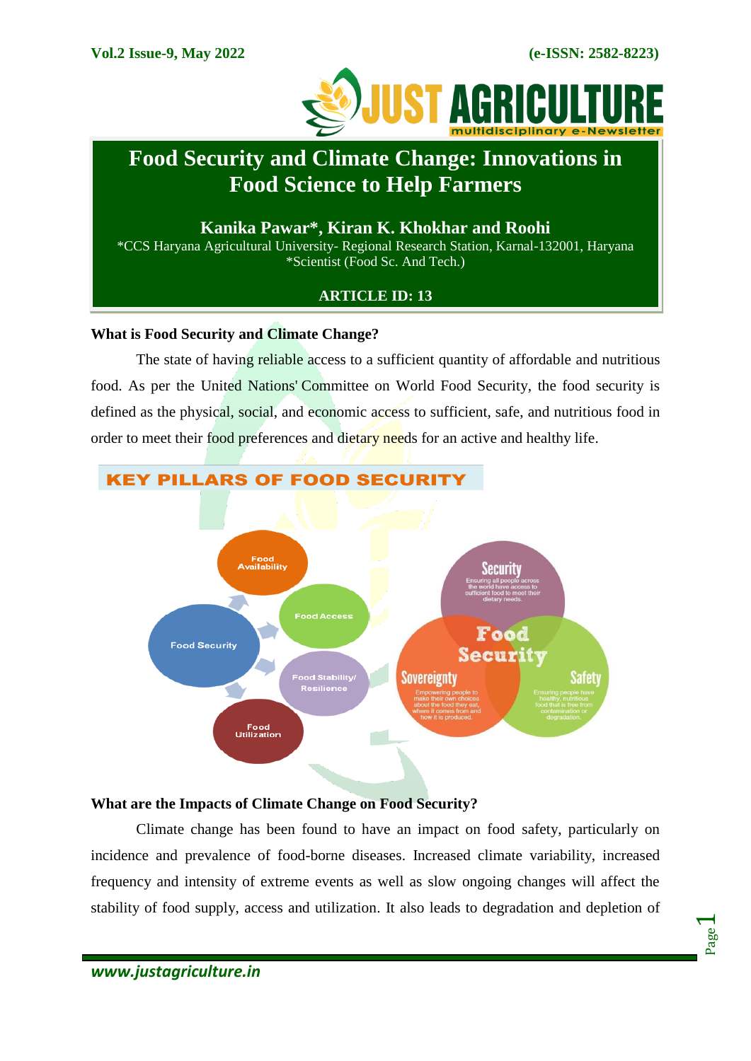# Food Security and Climate Change: Innovations in Food Science to Help Farmers

**Kanika Pawar*, Kiran K. Khokhar and Roohi**

*CCS Haryana Agricultural University- Regional Research Station, Karnal-132001, Haryana
*Scientist (Food Sc. And Tech.)

**ARTICLE ID: 13**

## What is Food Security and Climate Change?

The state of having reliable access to a sufficient quantity of affordable and nutritious food. As per the United Nations' Committee on World Food Security, the food security is defined as the physical, social, and economic access to sufficient, safe, and nutritious food in order to meet their food preferences and dietary needs for an active and healthy life.

## What are the Impacts of Climate Change on Food Security?

Climate change has been found to have an impact on food safety, particularly on incidence and prevalence of food-borne diseases. Increased climate variability, increased frequency and intensity of extreme events as well as slow ongoing changes will affect the stability of food supply, access and utilization. It also leads to degradation and depletion of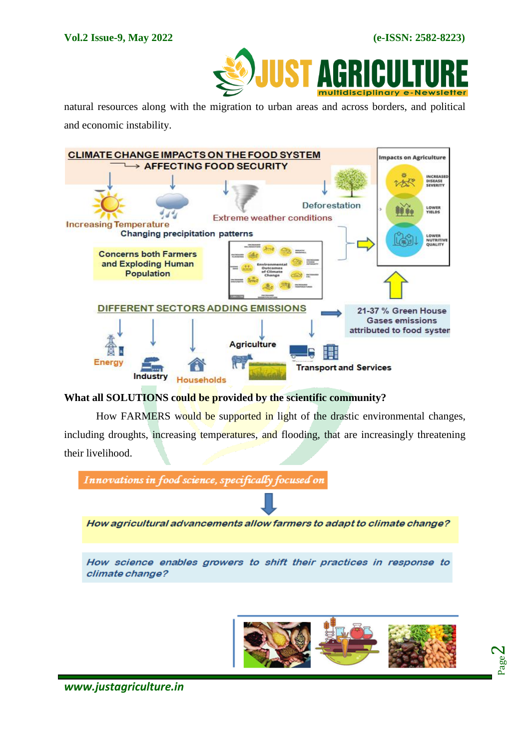natural resources along with the migration to urban areas and across borders, and political and economic instability.

CLIMATE CHANGE IMPACTS ON THE FOOD SYSTEM → AFFECTING FOOD SECURITY

Increasing Temperature

Changing precipitation patterns

Extreme weather conditions

Deforestation

Concerns both Farmers and Exploding Human Population

Impacts on Agriculture: INCREASED DISEASE SEVERITY, LOWER YIELDS, LOWER NUTRITIVE QUALITY

DIFFERENT SECTORS ADDING EMISSIONS → 21-37 % Green House Gases emissions attributed to food system

Energy, Industry, Households, Agriculture, Transport and Services

**What all SOLUTIONS could be provided by the scientific community?**

How FARMERS would be supported in light of the drastic environmental changes, including droughts, increasing temperatures, and flooding, that are increasingly threatening their livelihood.

*Innovations in food science, specifically focused on*

↓

***How agricultural advancements allow farmers to adapt to climate change?***

***How science enables growers to shift their practices in response to climate change?***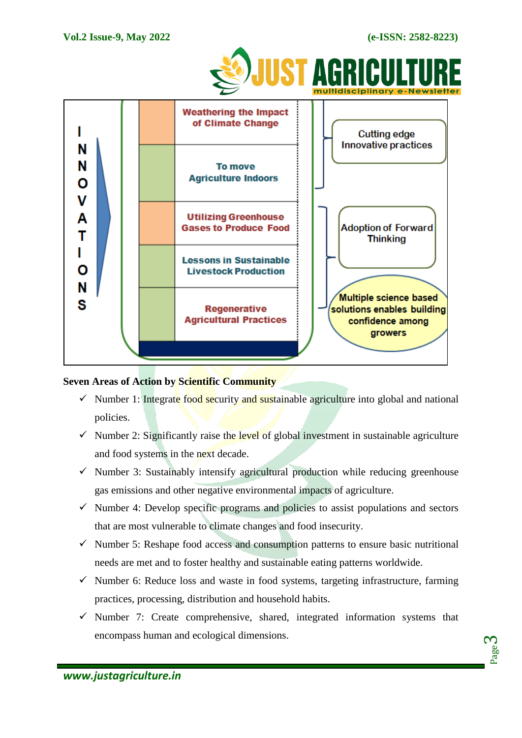**Seven Areas of Action by Scientific Community**

- ✓ Number 1: Integrate food security and sustainable agriculture into global and national policies.
- ✓ Number 2: Significantly raise the level of global investment in sustainable agriculture and food systems in the next decade.
- ✓ Number 3: Sustainably intensify agricultural production while reducing greenhouse gas emissions and other negative environmental impacts of agriculture.
- ✓ Number 4: Develop specific programs and policies to assist populations and sectors that are most vulnerable to climate changes and food insecurity.
- ✓ Number 5: Reshape food access and consumption patterns to ensure basic nutritional needs are met and to foster healthy and sustainable eating patterns worldwide.
- ✓ Number 6: Reduce loss and waste in food systems, targeting infrastructure, farming practices, processing, distribution and household habits.
- ✓ Number 7: Create comprehensive, shared, integrated information systems that encompass human and ecological dimensions.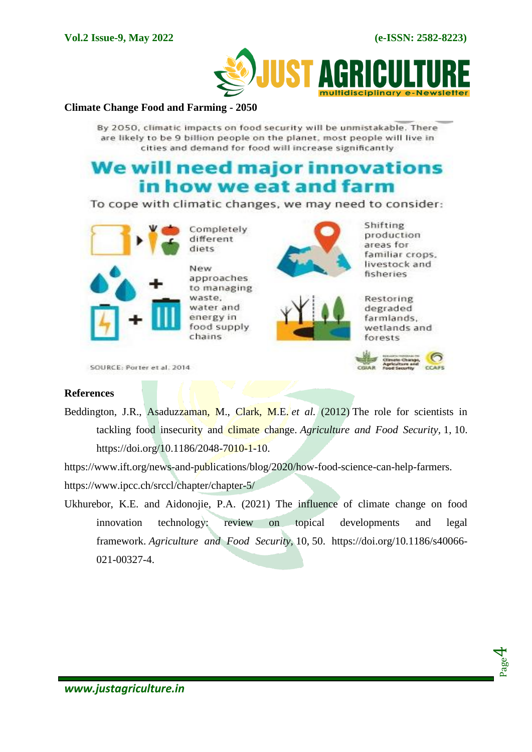**Climate Change Food and Farming - 2050**

By 2050, climatic impacts on food security will be unmistakable. There are likely to be 9 billion people on the planet, most people will live in cities and demand for food will increase significantly

We will need major innovations in how we eat and farm

To cope with climatic changes, we may need to consider:

Completely different diets

New approaches to managing waste, water and energy in food supply chains

Shifting production areas for familiar crops, livestock and fisheries

Restoring degraded farmlands, wetlands and forests

SOURCE: Porter et al. 2014

CGIAR

Climate Change, Agriculture and Food Security

CCAFS

## References

Beddington, J.R., Asaduzzaman, M., Clark, M.E. *et al.* (2012) The role for scientists in tackling food insecurity and climate change. *Agriculture and Food Security*, 1, 10. https://doi.org/10.1186/2048-7010-1-10.

https://www.ift.org/news-and-publications/blog/2020/how-food-science-can-help-farmers.

https://www.ipcc.ch/srccl/chapter/chapter-5/

Ukhurebor, K.E. and Aidonojie, P.A. (2021) The influence of climate change on food innovation technology: review on topical developments and legal framework. *Agriculture and Food Security*, 10, 50. https://doi.org/10.1186/s40066-021-00327-4.